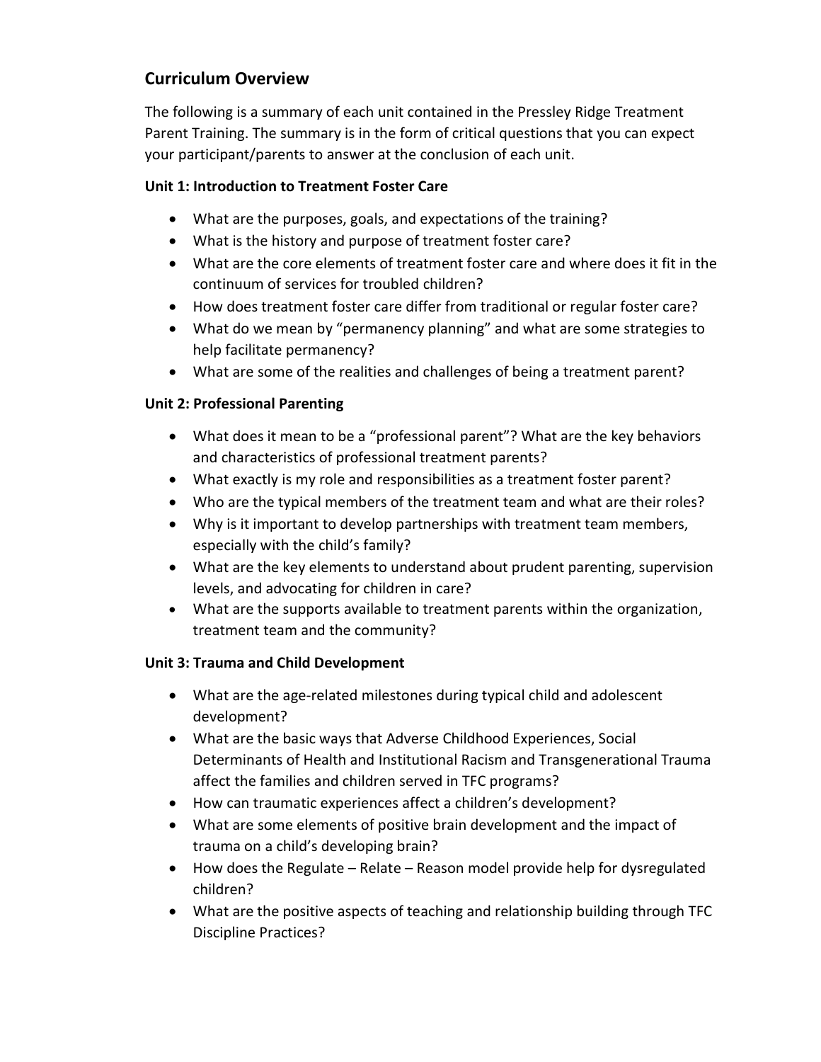## Curriculum Overview

The following is a summary of each unit contained in the Pressley Ridge Treatment Parent Training. The summary is in the form of critical questions that you can expect your participant/parents to answer at the conclusion of each unit.

### Unit 1: Introduction to Treatment Foster Care

- What are the purposes, goals, and expectations of the training?
- What is the history and purpose of treatment foster care?
- What are the core elements of treatment foster care and where does it fit in the continuum of services for troubled children?
- How does treatment foster care differ from traditional or regular foster care?
- What do we mean by "permanency planning" and what are some strategies to help facilitate permanency?
- What are some of the realities and challenges of being a treatment parent?

### Unit 2: Professional Parenting

- What does it mean to be a "professional parent"? What are the key behaviors and characteristics of professional treatment parents?
- What exactly is my role and responsibilities as a treatment foster parent?
- Who are the typical members of the treatment team and what are their roles?
- Why is it important to develop partnerships with treatment team members, especially with the child's family?
- What are the key elements to understand about prudent parenting, supervision levels, and advocating for children in care?
- What are the supports available to treatment parents within the organization, treatment team and the community?

### Unit 3: Trauma and Child Development

- What are the age-related milestones during typical child and adolescent development?
- What are the basic ways that Adverse Childhood Experiences, Social Determinants of Health and Institutional Racism and Transgenerational Trauma affect the families and children served in TFC programs?
- How can traumatic experiences affect a children's development?
- What are some elements of positive brain development and the impact of trauma on a child's developing brain?
- How does the Regulate – Relate – Reason model provide help for dysregulated children?
- What are the positive aspects of teaching and relationship building through TFC Discipline Practices?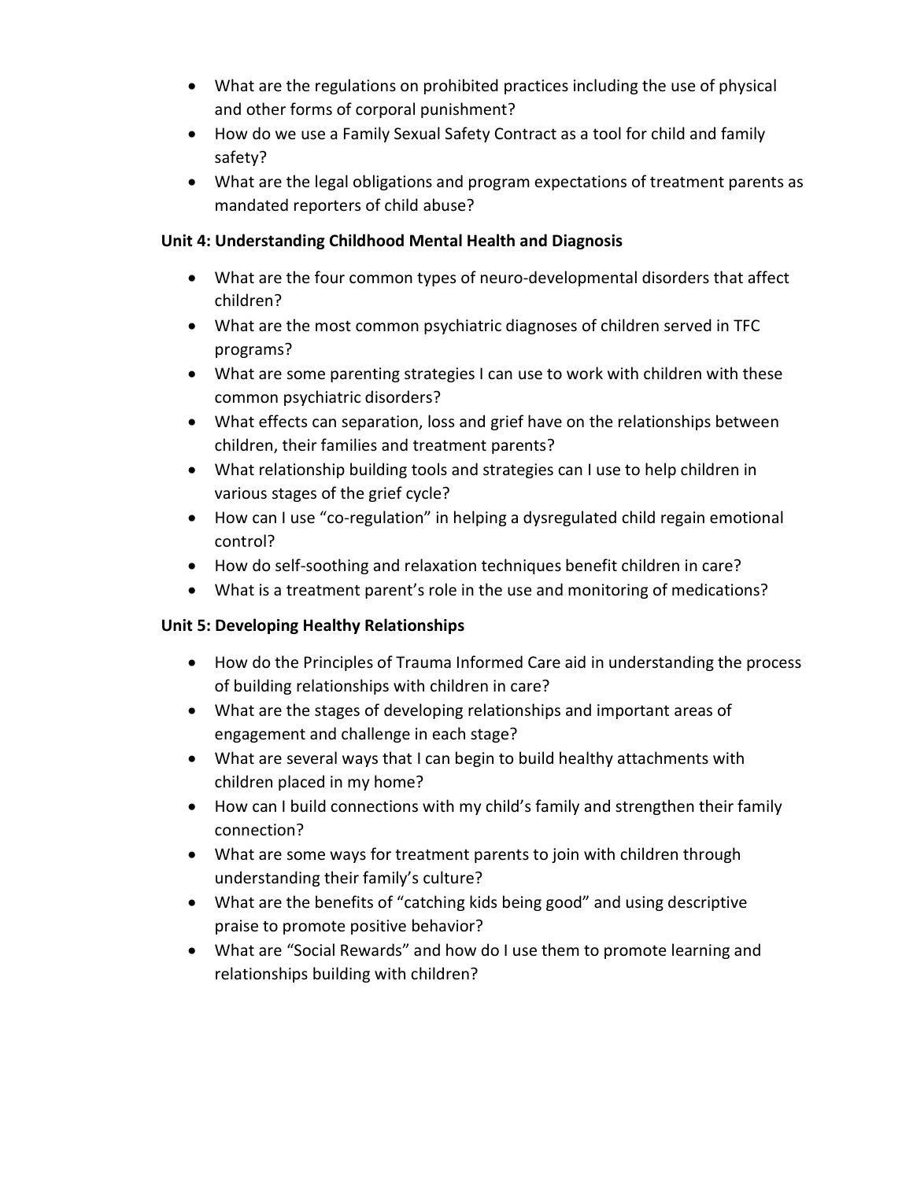- What are the regulations on prohibited practices including the use of physical and other forms of corporal punishment?
- How do we use a Family Sexual Safety Contract as a tool for child and family safety?
- What are the legal obligations and program expectations of treatment parents as mandated reporters of child abuse?

**Unit 4: Understanding Childhood Mental Health and Diagnosis**

- What are the four common types of neuro-developmental disorders that affect children?
- What are the most common psychiatric diagnoses of children served in TFC programs?
- What are some parenting strategies I can use to work with children with these common psychiatric disorders?
- What effects can separation, loss and grief have on the relationships between children, their families and treatment parents?
- What relationship building tools and strategies can I use to help children in various stages of the grief cycle?
- How can I use “co-regulation” in helping a dysregulated child regain emotional control?
- How do self-soothing and relaxation techniques benefit children in care?
- What is a treatment parent’s role in the use and monitoring of medications?

**Unit 5: Developing Healthy Relationships**

- How do the Principles of Trauma Informed Care aid in understanding the process of building relationships with children in care?
- What are the stages of developing relationships and important areas of engagement and challenge in each stage?
- What are several ways that I can begin to build healthy attachments with children placed in my home?
- How can I build connections with my child’s family and strengthen their family connection?
- What are some ways for treatment parents to join with children through understanding their family’s culture?
- What are the benefits of “catching kids being good” and using descriptive praise to promote positive behavior?
- What are “Social Rewards” and how do I use them to promote learning and relationships building with children?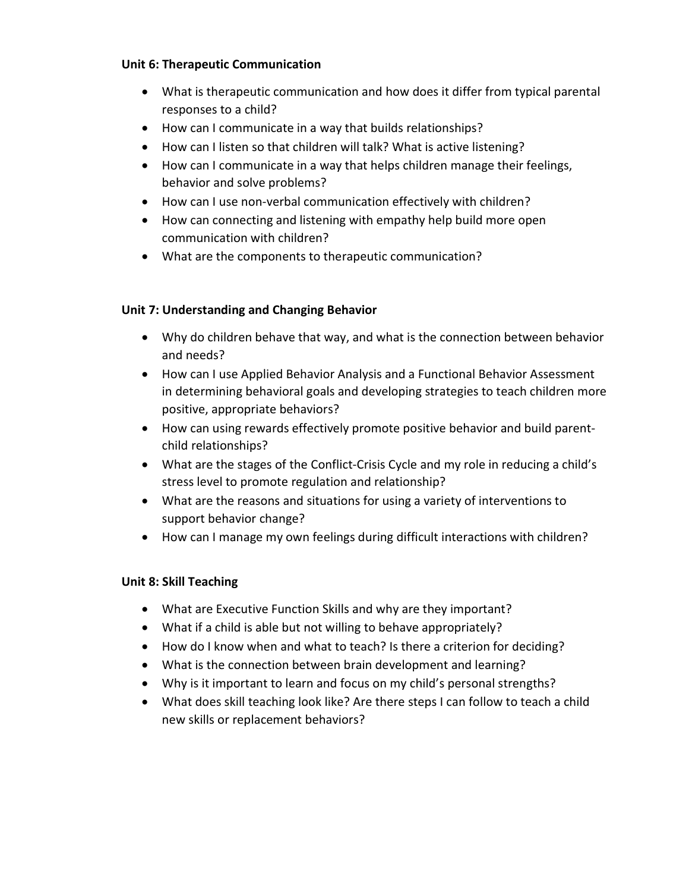**Unit 6: Therapeutic Communication**

- What is therapeutic communication and how does it differ from typical parental responses to a child?
- How can I communicate in a way that builds relationships?
- How can I listen so that children will talk? What is active listening?
- How can I communicate in a way that helps children manage their feelings, behavior and solve problems?
- How can I use non-verbal communication effectively with children?
- How can connecting and listening with empathy help build more open communication with children?
- What are the components to therapeutic communication?

**Unit 7: Understanding and Changing Behavior**

- Why do children behave that way, and what is the connection between behavior and needs?
- How can I use Applied Behavior Analysis and a Functional Behavior Assessment in determining behavioral goals and developing strategies to teach children more positive, appropriate behaviors?
- How can using rewards effectively promote positive behavior and build parent-child relationships?
- What are the stages of the Conflict-Crisis Cycle and my role in reducing a child's stress level to promote regulation and relationship?
- What are the reasons and situations for using a variety of interventions to support behavior change?
- How can I manage my own feelings during difficult interactions with children?

**Unit 8: Skill Teaching**

- What are Executive Function Skills and why are they important?
- What if a child is able but not willing to behave appropriately?
- How do I know when and what to teach? Is there a criterion for deciding?
- What is the connection between brain development and learning?
- Why is it important to learn and focus on my child's personal strengths?
- What does skill teaching look like? Are there steps I can follow to teach a child new skills or replacement behaviors?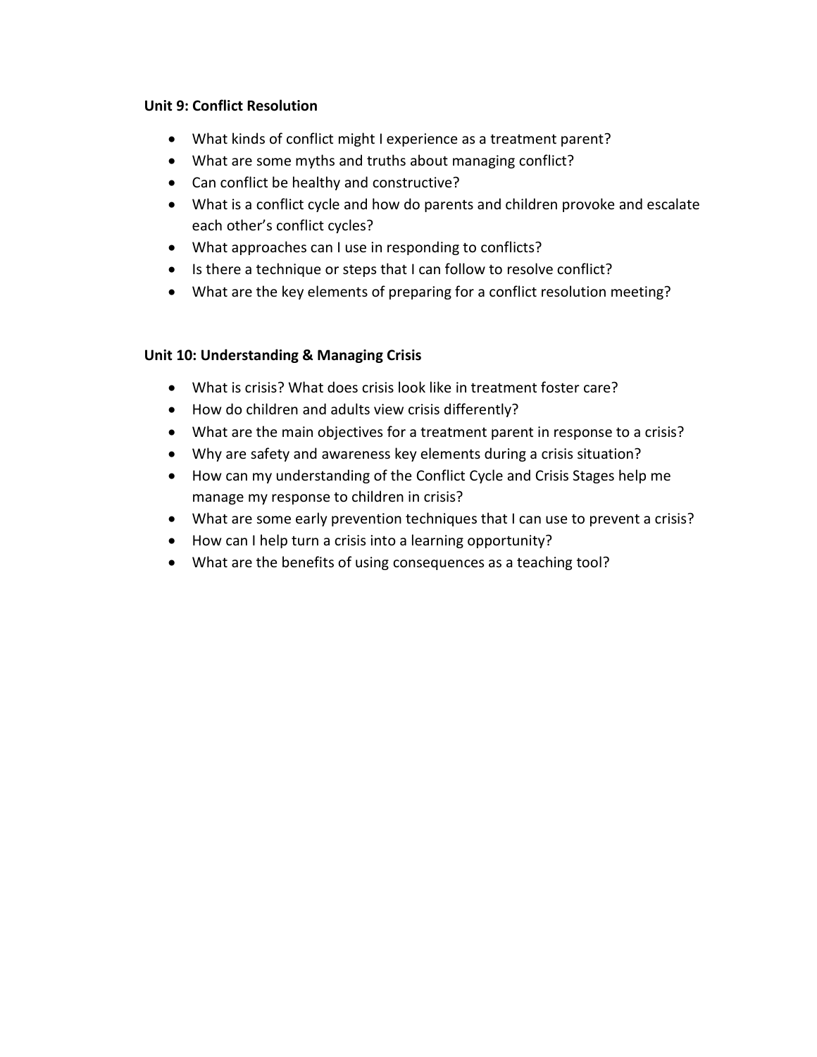**Unit 9: Conflict Resolution**

- What kinds of conflict might I experience as a treatment parent?
- What are some myths and truths about managing conflict?
- Can conflict be healthy and constructive?
- What is a conflict cycle and how do parents and children provoke and escalate each other's conflict cycles?
- What approaches can I use in responding to conflicts?
- Is there a technique or steps that I can follow to resolve conflict?
- What are the key elements of preparing for a conflict resolution meeting?

**Unit 10: Understanding & Managing Crisis**

- What is crisis? What does crisis look like in treatment foster care?
- How do children and adults view crisis differently?
- What are the main objectives for a treatment parent in response to a crisis?
- Why are safety and awareness key elements during a crisis situation?
- How can my understanding of the Conflict Cycle and Crisis Stages help me manage my response to children in crisis?
- What are some early prevention techniques that I can use to prevent a crisis?
- How can I help turn a crisis into a learning opportunity?
- What are the benefits of using consequences as a teaching tool?